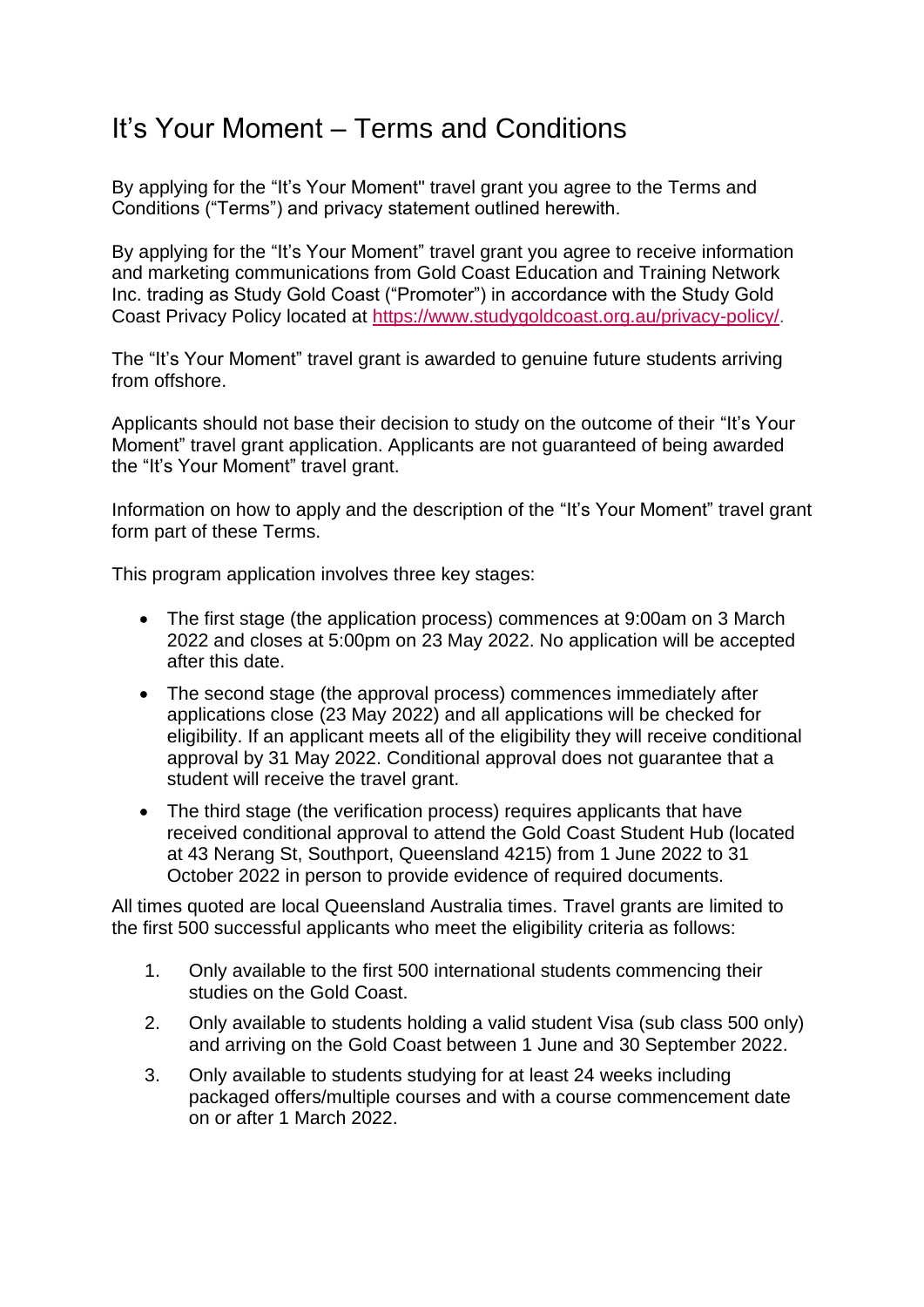# It's Your Moment – Terms and Conditions

By applying for the "It's Your Moment" travel grant you agree to the Terms and Conditions ("Terms") and privacy statement outlined herewith.

By applying for the "It's Your Moment" travel grant you agree to receive information and marketing communications from Gold Coast Education and Training Network Inc. trading as Study Gold Coast ("Promoter") in accordance with the Study Gold Coast Privacy Policy located at [https://www.studygoldcoast.org.au/privacy-policy/](https://www.studygoldcoast.org.au/privacy-policy/).

The "It's Your Moment" travel grant is awarded to genuine future students arriving from offshore.

Applicants should not base their decision to study on the outcome of their "It's Your Moment" travel grant application. Applicants are not guaranteed of being awarded the "It's Your Moment" travel grant.

Information on how to apply and the description of the "It's Your Moment" travel grant form part of these Terms.

This program application involves three key stages:

- The first stage (the application process) commences at 9:00am on 3 March 2022 and closes at 5:00pm on 23 May 2022. No application will be accepted after this date.
- The second stage (the approval process) commences immediately after applications close (23 May 2022) and all applications will be checked for eligibility. If an applicant meets all of the eligibility they will receive conditional approval by 31 May 2022. Conditional approval does not guarantee that a student will receive the travel grant.
- The third stage (the verification process) requires applicants that have received conditional approval to attend the Gold Coast Student Hub (located at 43 Nerang St, Southport, Queensland 4215) from 1 June 2022 to 31 October 2022 in person to provide evidence of required documents.

All times quoted are local Queensland Australia times. Travel grants are limited to the first 500 successful applicants who meet the eligibility criteria as follows:

1. Only available to the first 500 international students commencing their studies on the Gold Coast.
2. Only available to students holding a valid student Visa (sub class 500 only) and arriving on the Gold Coast between 1 June and 30 September 2022.
3. Only available to students studying for at least 24 weeks including packaged offers/multiple courses and with a course commencement date on or after 1 March 2022.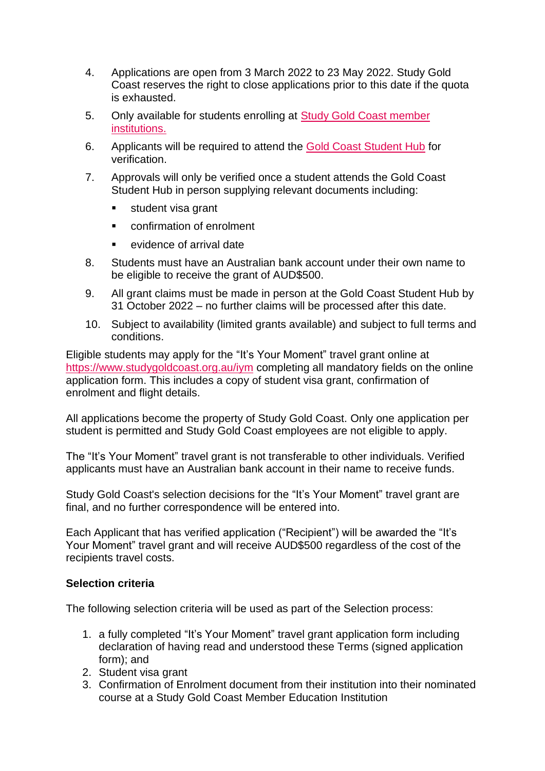4. Applications are open from 3 March 2022 to 23 May 2022. Study Gold Coast reserves the right to close applications prior to this date if the quota is exhausted.
5. Only available for students enrolling at Study Gold Coast member institutions.
6. Applicants will be required to attend the Gold Coast Student Hub for verification.
7. Approvals will only be verified once a student attends the Gold Coast Student Hub in person supplying relevant documents including:
   - student visa grant
   - confirmation of enrolment
   - evidence of arrival date
8. Students must have an Australian bank account under their own name to be eligible to receive the grant of AUD$500.
9. All grant claims must be made in person at the Gold Coast Student Hub by 31 October 2022 – no further claims will be processed after this date.
10. Subject to availability (limited grants available) and subject to full terms and conditions.

Eligible students may apply for the "It's Your Moment" travel grant online at https://www.studygoldcoast.org.au/iym completing all mandatory fields on the online application form. This includes a copy of student visa grant, confirmation of enrolment and flight details.

All applications become the property of Study Gold Coast. Only one application per student is permitted and Study Gold Coast employees are not eligible to apply.

The "It's Your Moment" travel grant is not transferable to other individuals. Verified applicants must have an Australian bank account in their name to receive funds.

Study Gold Coast's selection decisions for the "It's Your Moment" travel grant are final, and no further correspondence will be entered into.

Each Applicant that has verified application ("Recipient") will be awarded the "It's Your Moment" travel grant and will receive AUD$500 regardless of the cost of the recipients travel costs.

**Selection criteria**

The following selection criteria will be used as part of the Selection process:

1. a fully completed "It's Your Moment" travel grant application form including declaration of having read and understood these Terms (signed application form); and
2. Student visa grant
3. Confirmation of Enrolment document from their institution into their nominated course at a Study Gold Coast Member Education Institution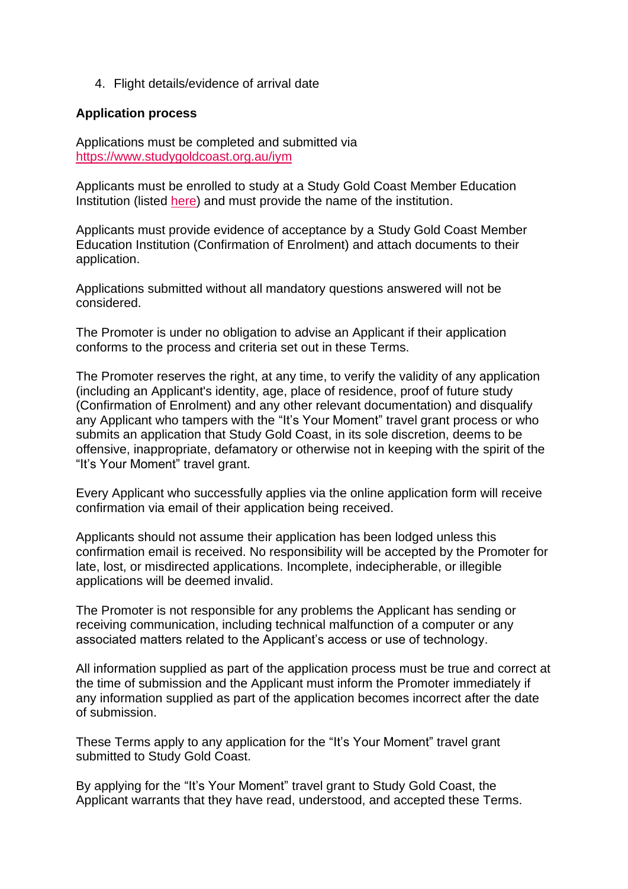4. Flight details/evidence of arrival date

**Application process**

Applications must be completed and submitted via [https://www.studygoldcoast.org.au/iym](https://www.studygoldcoast.org.au/iym)

Applicants must be enrolled to study at a Study Gold Coast Member Education Institution (listed here) and must provide the name of the institution.

Applicants must provide evidence of acceptance by a Study Gold Coast Member Education Institution (Confirmation of Enrolment) and attach documents to their application.

Applications submitted without all mandatory questions answered will not be considered.

The Promoter is under no obligation to advise an Applicant if their application conforms to the process and criteria set out in these Terms.

The Promoter reserves the right, at any time, to verify the validity of any application (including an Applicant's identity, age, place of residence, proof of future study (Confirmation of Enrolment) and any other relevant documentation) and disqualify any Applicant who tampers with the "It's Your Moment" travel grant process or who submits an application that Study Gold Coast, in its sole discretion, deems to be offensive, inappropriate, defamatory or otherwise not in keeping with the spirit of the "It's Your Moment" travel grant.

Every Applicant who successfully applies via the online application form will receive confirmation via email of their application being received.

Applicants should not assume their application has been lodged unless this confirmation email is received. No responsibility will be accepted by the Promoter for late, lost, or misdirected applications. Incomplete, indecipherable, or illegible applications will be deemed invalid.

The Promoter is not responsible for any problems the Applicant has sending or receiving communication, including technical malfunction of a computer or any associated matters related to the Applicant's access or use of technology.

All information supplied as part of the application process must be true and correct at the time of submission and the Applicant must inform the Promoter immediately if any information supplied as part of the application becomes incorrect after the date of submission.

These Terms apply to any application for the "It's Your Moment" travel grant submitted to Study Gold Coast.

By applying for the "It's Your Moment" travel grant to Study Gold Coast, the Applicant warrants that they have read, understood, and accepted these Terms.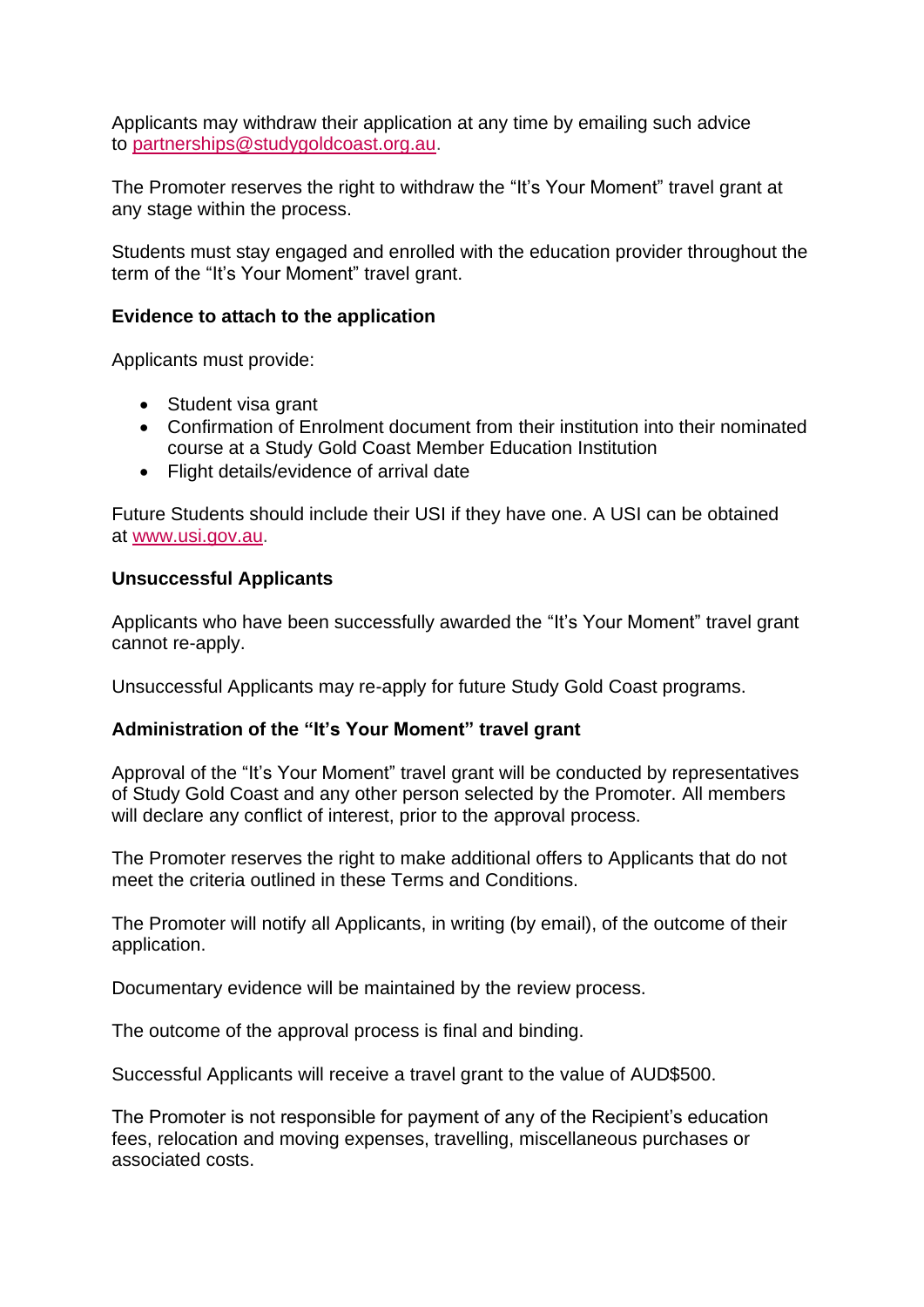Applicants may withdraw their application at any time by emailing such advice to [partnerships@studygoldcoast.org.au](mailto:partnerships@studygoldcoast.org.au).

The Promoter reserves the right to withdraw the "It's Your Moment" travel grant at any stage within the process.

Students must stay engaged and enrolled with the education provider throughout the term of the "It's Your Moment" travel grant.

**Evidence to attach to the application**

Applicants must provide:

- Student visa grant
- Confirmation of Enrolment document from their institution into their nominated course at a Study Gold Coast Member Education Institution
- Flight details/evidence of arrival date

Future Students should include their USI if they have one. A USI can be obtained at [www.usi.gov.au](http://www.usi.gov.au).

**Unsuccessful Applicants**

Applicants who have been successfully awarded the "It's Your Moment" travel grant cannot re-apply.

Unsuccessful Applicants may re-apply for future Study Gold Coast programs.

**Administration of the "It's Your Moment" travel grant**

Approval of the "It's Your Moment" travel grant will be conducted by representatives of Study Gold Coast and any other person selected by the Promoter. All members will declare any conflict of interest, prior to the approval process.

The Promoter reserves the right to make additional offers to Applicants that do not meet the criteria outlined in these Terms and Conditions.

The Promoter will notify all Applicants, in writing (by email), of the outcome of their application.

Documentary evidence will be maintained by the review process.

The outcome of the approval process is final and binding.

Successful Applicants will receive a travel grant to the value of AUD$500.

The Promoter is not responsible for payment of any of the Recipient's education fees, relocation and moving expenses, travelling, miscellaneous purchases or associated costs.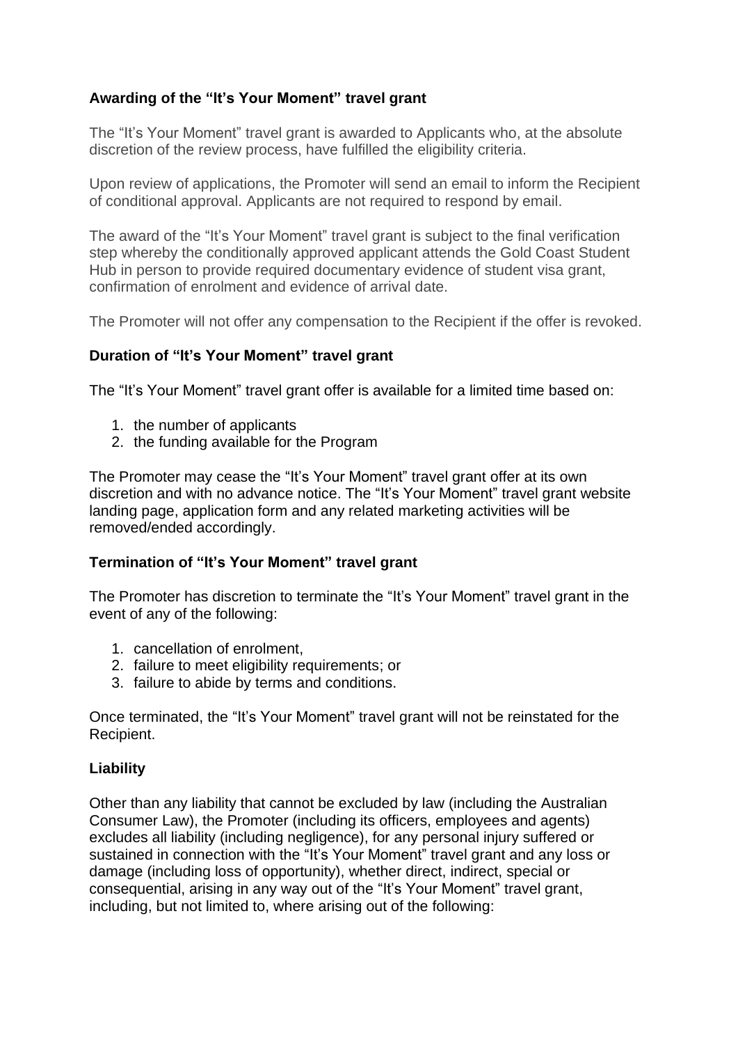### Awarding of the "It's Your Moment" travel grant

The "It's Your Moment" travel grant is awarded to Applicants who, at the absolute discretion of the review process, have fulfilled the eligibility criteria.

Upon review of applications, the Promoter will send an email to inform the Recipient of conditional approval. Applicants are not required to respond by email.

The award of the "It's Your Moment" travel grant is subject to the final verification step whereby the conditionally approved applicant attends the Gold Coast Student Hub in person to provide required documentary evidence of student visa grant, confirmation of enrolment and evidence of arrival date.

The Promoter will not offer any compensation to the Recipient if the offer is revoked.

### Duration of "It's Your Moment" travel grant

The "It's Your Moment" travel grant offer is available for a limited time based on:

1. the number of applicants
2. the funding available for the Program

The Promoter may cease the "It's Your Moment" travel grant offer at its own discretion and with no advance notice. The "It's Your Moment" travel grant website landing page, application form and any related marketing activities will be removed/ended accordingly.

### Termination of "It's Your Moment" travel grant

The Promoter has discretion to terminate the "It's Your Moment" travel grant in the event of any of the following:

1. cancellation of enrolment,
2. failure to meet eligibility requirements; or
3. failure to abide by terms and conditions.

Once terminated, the "It's Your Moment" travel grant will not be reinstated for the Recipient.

### Liability

Other than any liability that cannot be excluded by law (including the Australian Consumer Law), the Promoter (including its officers, employees and agents) excludes all liability (including negligence), for any personal injury suffered or sustained in connection with the "It's Your Moment" travel grant and any loss or damage (including loss of opportunity), whether direct, indirect, special or consequential, arising in any way out of the "It's Your Moment" travel grant, including, but not limited to, where arising out of the following: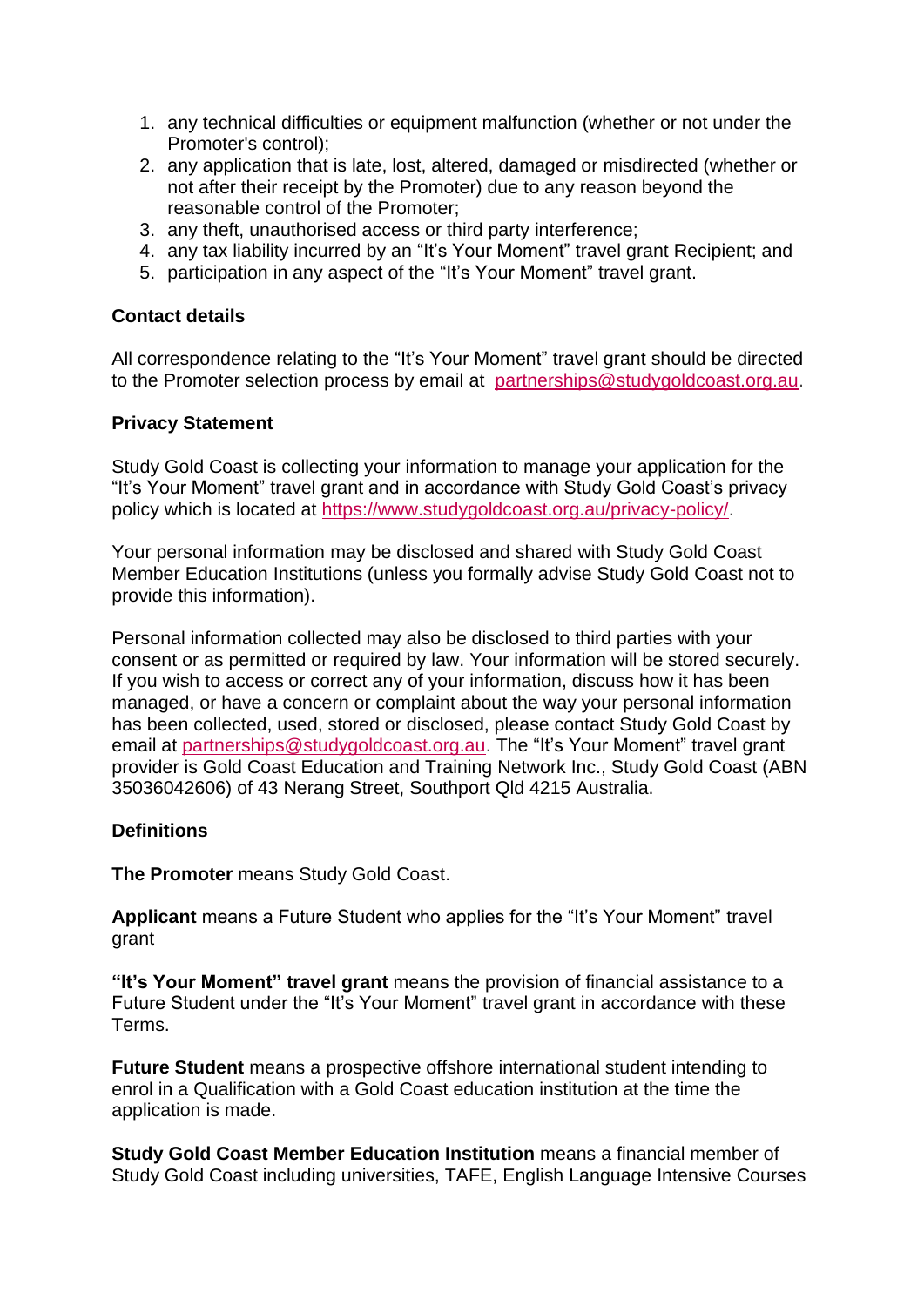1. any technical difficulties or equipment malfunction (whether or not under the Promoter's control);
2. any application that is late, lost, altered, damaged or misdirected (whether or not after their receipt by the Promoter) due to any reason beyond the reasonable control of the Promoter;
3. any theft, unauthorised access or third party interference;
4. any tax liability incurred by an "It's Your Moment" travel grant Recipient; and
5. participation in any aspect of the "It's Your Moment" travel grant.

**Contact details**

All correspondence relating to the "It's Your Moment" travel grant should be directed to the Promoter selection process by email at partnerships@studygoldcoast.org.au.

**Privacy Statement**

Study Gold Coast is collecting your information to manage your application for the "It's Your Moment" travel grant and in accordance with Study Gold Coast's privacy policy which is located at https://www.studygoldcoast.org.au/privacy-policy/.

Your personal information may be disclosed and shared with Study Gold Coast Member Education Institutions (unless you formally advise Study Gold Coast not to provide this information).

Personal information collected may also be disclosed to third parties with your consent or as permitted or required by law. Your information will be stored securely. If you wish to access or correct any of your information, discuss how it has been managed, or have a concern or complaint about the way your personal information has been collected, used, stored or disclosed, please contact Study Gold Coast by email at partnerships@studygoldcoast.org.au. The "It's Your Moment" travel grant provider is Gold Coast Education and Training Network Inc., Study Gold Coast (ABN 35036042606) of 43 Nerang Street, Southport Qld 4215 Australia.

**Definitions**

**The Promoter** means Study Gold Coast.

**Applicant** means a Future Student who applies for the "It's Your Moment" travel grant

**"It's Your Moment" travel grant** means the provision of financial assistance to a Future Student under the "It's Your Moment" travel grant in accordance with these Terms.

**Future Student** means a prospective offshore international student intending to enrol in a Qualification with a Gold Coast education institution at the time the application is made.

**Study Gold Coast Member Education Institution** means a financial member of Study Gold Coast including universities, TAFE, English Language Intensive Courses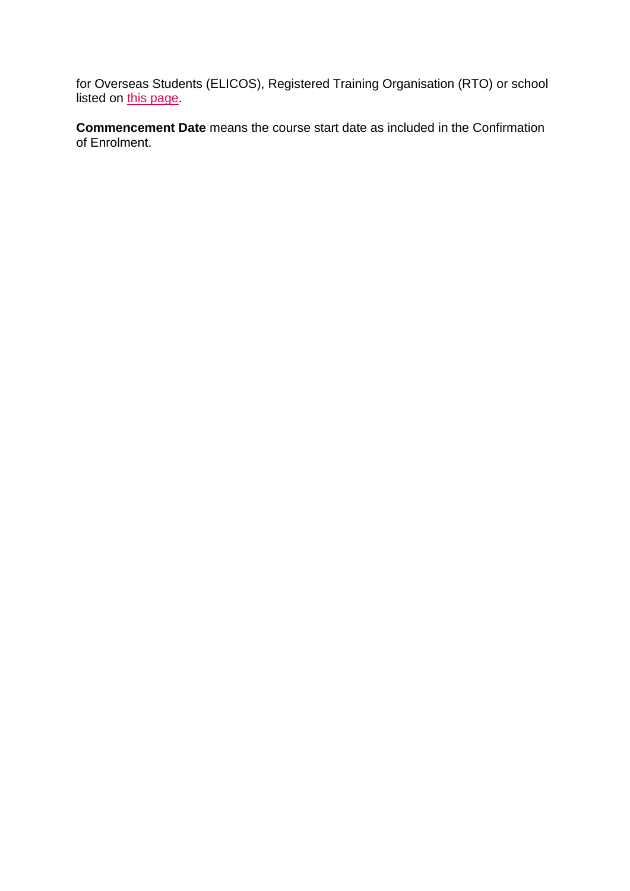for Overseas Students (ELICOS), Registered Training Organisation (RTO) or school listed on this page.

**Commencement Date** means the course start date as included in the Confirmation of Enrolment.